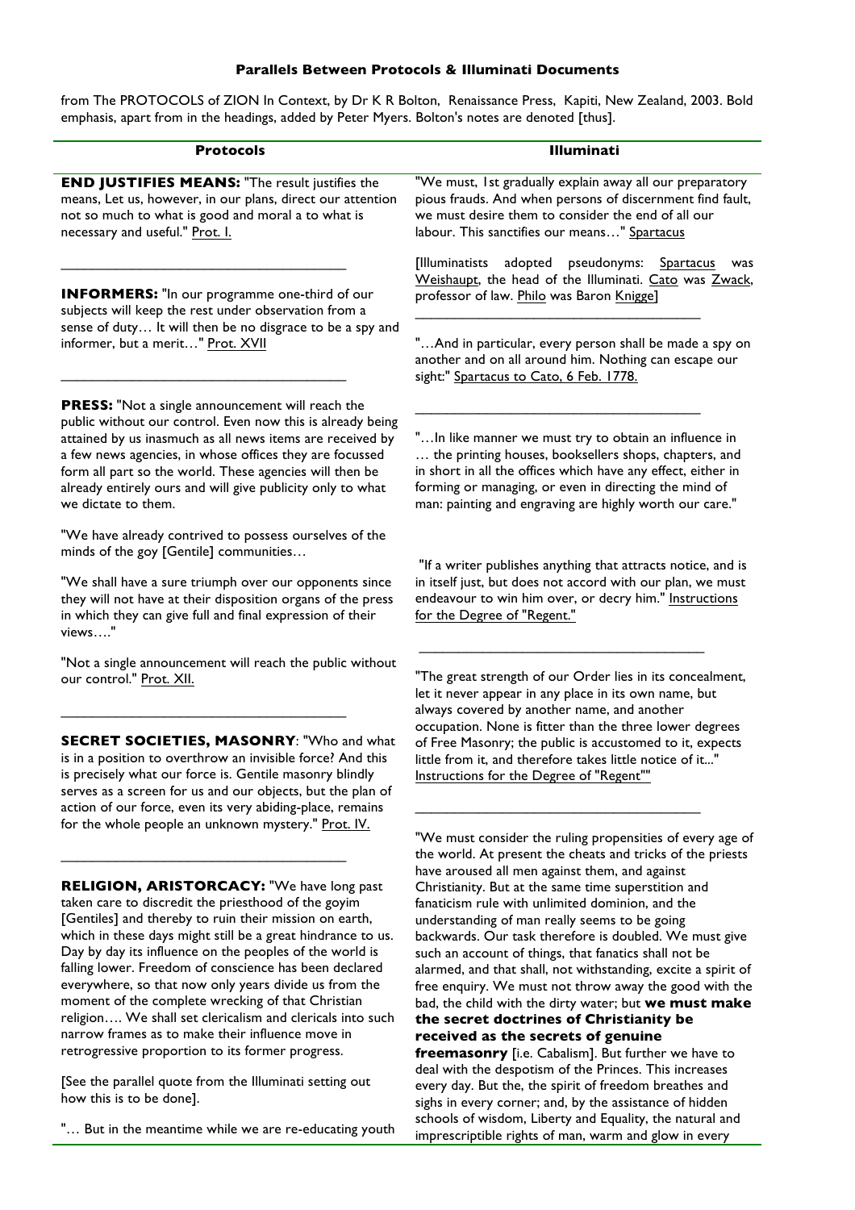**Parallels Between Protocols & Illuminati Documents**

from The PROTOCOLS of ZION In Context, by Dr K R Bolton, Renaissance Press, Kapiti, New Zealand, 2003. Bold emphasis, apart from in the headings, added by Peter Myers. Bolton's notes are denoted [thus].

| Protocols | Illuminati |
|---|---|
| **END JUSTIFIES MEANS:** "The result justifies the means, Let us, however, in our plans, direct our attention not so much to what is good and moral a to what is necessary and useful." Prot. I. | "We must, 1st gradually explain away all our preparatory pious frauds. And when persons of discernment find fault, we must desire them to consider the end of all our labour. This sanctifies our means…" Spartacus<br><br>[Illuminatists adopted pseudonyms: Spartacus was Weishaupt, the head of the Illuminati. Cato was Zwack, professor of law. Philo was Baron Knigge] |
| **INFORMERS:** "In our programme one-third of our subjects will keep the rest under observation from a sense of duty… It will then be no disgrace to be a spy and informer, but a merit…" Prot. XVII | "…And in particular, every person shall be made a spy on another and on all around him. Nothing can escape our sight:" Spartacus to Cato, 6 Feb. 1778. |
| **PRESS:** "Not a single announcement will reach the public without our control. Even now this is already being attained by us inasmuch as all news items are received by a few news agencies, in whose offices they are focussed form all part so the world. These agencies will then be already entirely ours and will give publicity only to what we dictate to them.<br><br>"We have already contrived to possess ourselves of the minds of the goy [Gentile] communities…<br><br>"We shall have a sure triumph over our opponents since they will not have at their disposition organs of the press in which they can give full and final expression of their views…."<br><br>"Not a single announcement will reach the public without our control." Prot. XII. | "…In like manner we must try to obtain an influence in … the printing houses, booksellers shops, chapters, and in short in all the offices which have any effect, either in forming or managing, or even in directing the mind of man: painting and engraving are highly worth our care."<br><br>"If a writer publishes anything that attracts notice, and is in itself just, but does not accord with our plan, we must endeavour to win him over, or decry him." Instructions for the Degree of "Regent." |
| **SECRET SOCIETIES, MASONRY**: "Who and what is in a position to overthrow an invisible force? And this is precisely what our force is. Gentile masonry blindly serves as a screen for us and our objects, but the plan of action of our force, even its very abiding-place, remains for the whole people an unknown mystery." Prot. IV. | "The great strength of our Order lies in its concealment, let it never appear in any place in its own name, but always covered by another name, and another occupation. None is fitter than the three lower degrees of Free Masonry; the public is accustomed to it, expects little from it, and therefore takes little notice of it..." Instructions for the Degree of "Regent"" |
| **RELIGION, ARISTORCACY:** "We have long past taken care to discredit the priesthood of the goyim [Gentiles] and thereby to ruin their mission on earth, which in these days might still be a great hindrance to us. Day by day its influence on the peoples of the world is falling lower. Freedom of conscience has been declared everywhere, so that now only years divide us from the moment of the complete wrecking of that Christian religion…. We shall set clericalism and clericals into such narrow frames as to make their influence move in retrogressive proportion to its former progress.<br><br>[See the parallel quote from the Illuminati setting out how this is to be done].<br><br>"… But in the meantime while we are re-educating youth | "We must consider the ruling propensities of every age of the world. At present the cheats and tricks of the priests have aroused all men against them, and against Christianity. But at the same time superstition and fanaticism rule with unlimited dominion, and the understanding of man really seems to be going backwards. Our task therefore is doubled. We must give such an account of things, that fanatics shall not be alarmed, and that shall, not withstanding, excite a spirit of free enquiry. We must not throw away the good with the bad, the child with the dirty water; but **we must make the secret doctrines of Christianity be received as the secrets of genuine freemasonry** [i.e. Cabalism]. But further we have to deal with the despotism of the Princes. This increases every day. But the, the spirit of freedom breathes and sighs in every corner; and, by the assistance of hidden schools of wisdom, Liberty and Equality, the natural and imprescriptible rights of man, warm and glow in every |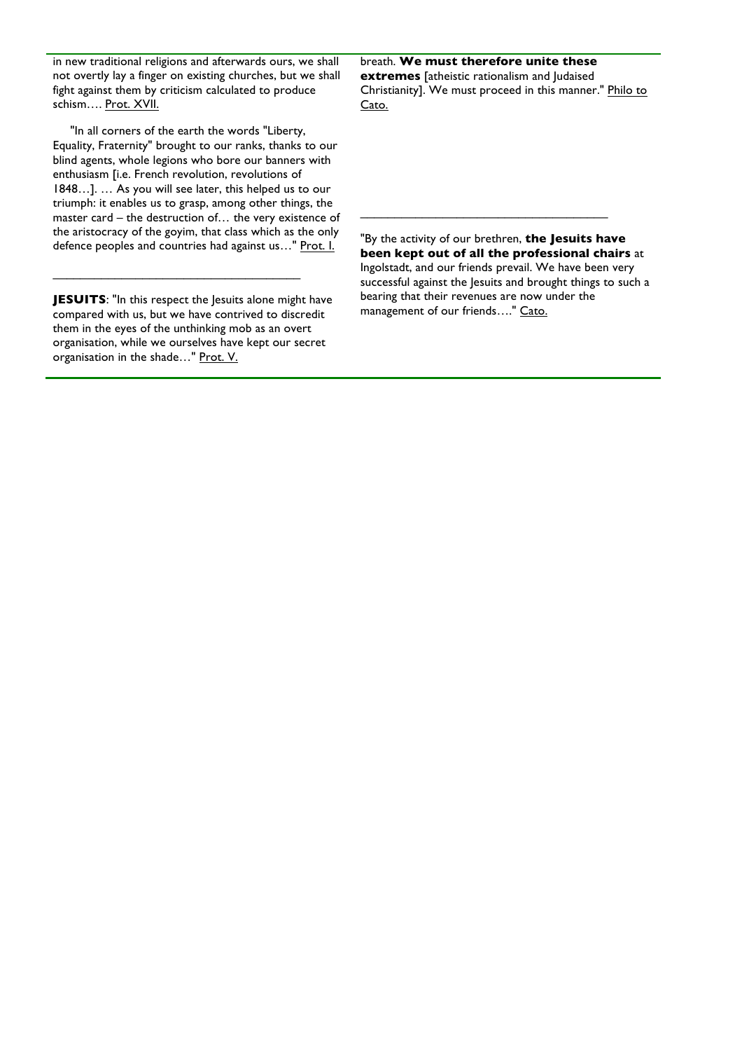in new traditional religions and afterwards ours, we shall not overtly lay a finger on existing churches, but we shall fight against them by criticism calculated to produce schism…. Prot. XVII.

"In all corners of the earth the words "Liberty, Equality, Fraternity" brought to our ranks, thanks to our blind agents, whole legions who bore our banners with enthusiasm [i.e. French revolution, revolutions of 1848…]. … As you will see later, this helped us to our triumph: it enables us to grasp, among other things, the master card – the destruction of… the very existence of the aristocracy of the goyim, that class which as the only defence peoples and countries had against us…" Prot. I.

---

**JESUITS**: "In this respect the Jesuits alone might have compared with us, but we have contrived to discredit them in the eyes of the unthinking mob as an overt organisation, while we ourselves have kept our secret organisation in the shade…" Prot. V.

breath. **We must therefore unite these extremes** [atheistic rationalism and Judaised Christianity]. We must proceed in this manner." Philo to Cato.

---

"By the activity of our brethren, **the Jesuits have been kept out of all the professional chairs** at Ingolstadt, and our friends prevail. We have been very successful against the Jesuits and brought things to such a bearing that their revenues are now under the management of our friends…." Cato.